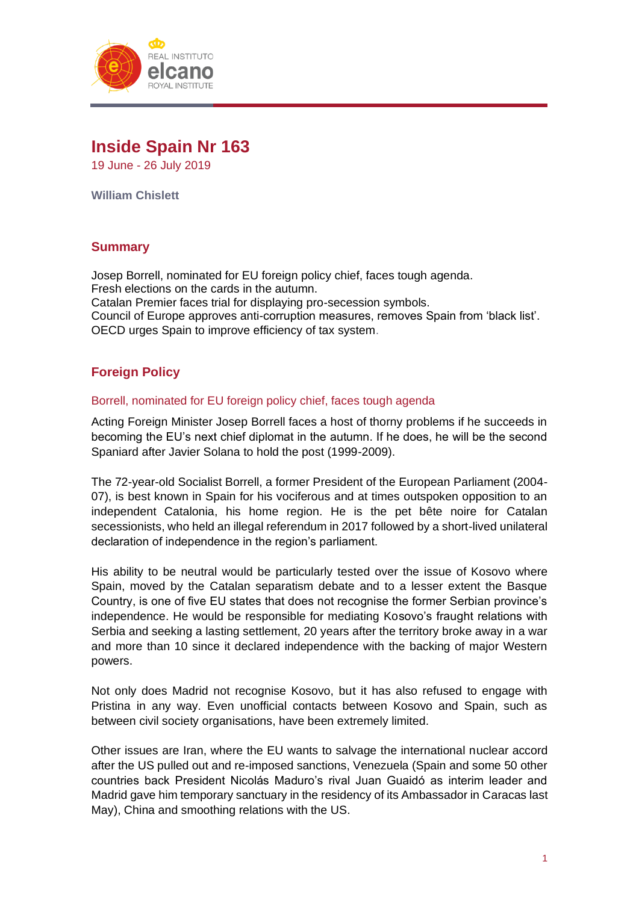# Inside Spain Nr 163

19 June - 26 July 2019

**William Chislett**

## Summary

Josep Borrell, nominated for EU foreign policy chief, faces tough agenda.
Fresh elections on the cards in the autumn.
Catalan Premier faces trial for displaying pro-secession symbols.
Council of Europe approves anti-corruption measures, removes Spain from 'black list'.
OECD urges Spain to improve efficiency of tax system.

## Foreign Policy

### Borrell, nominated for EU foreign policy chief, faces tough agenda

Acting Foreign Minister Josep Borrell faces a host of thorny problems if he succeeds in becoming the EU's next chief diplomat in the autumn. If he does, he will be the second Spaniard after Javier Solana to hold the post (1999-2009).

The 72-year-old Socialist Borrell, a former President of the European Parliament (2004-07), is best known in Spain for his vociferous and at times outspoken opposition to an independent Catalonia, his home region. He is the pet bête noire for Catalan secessionists, who held an illegal referendum in 2017 followed by a short-lived unilateral declaration of independence in the region's parliament.

His ability to be neutral would be particularly tested over the issue of Kosovo where Spain, moved by the Catalan separatism debate and to a lesser extent the Basque Country, is one of five EU states that does not recognise the former Serbian province's independence. He would be responsible for mediating Kosovo's fraught relations with Serbia and seeking a lasting settlement, 20 years after the territory broke away in a war and more than 10 since it declared independence with the backing of major Western powers.

Not only does Madrid not recognise Kosovo, but it has also refused to engage with Pristina in any way. Even unofficial contacts between Kosovo and Spain, such as between civil society organisations, have been extremely limited.

Other issues are Iran, where the EU wants to salvage the international nuclear accord after the US pulled out and re-imposed sanctions, Venezuela (Spain and some 50 other countries back President Nicolás Maduro's rival Juan Guaidó as interim leader and Madrid gave him temporary sanctuary in the residency of its Ambassador in Caracas last May), China and smoothing relations with the US.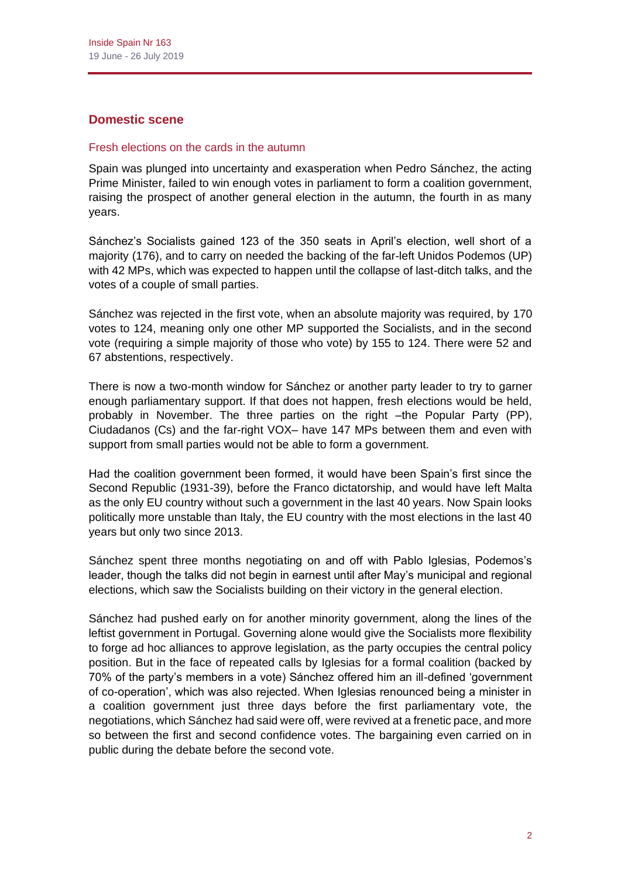## Domestic scene

### Fresh elections on the cards in the autumn

Spain was plunged into uncertainty and exasperation when Pedro Sánchez, the acting Prime Minister, failed to win enough votes in parliament to form a coalition government, raising the prospect of another general election in the autumn, the fourth in as many years.

Sánchez's Socialists gained 123 of the 350 seats in April's election, well short of a majority (176), and to carry on needed the backing of the far-left Unidos Podemos (UP) with 42 MPs, which was expected to happen until the collapse of last-ditch talks, and the votes of a couple of small parties.

Sánchez was rejected in the first vote, when an absolute majority was required, by 170 votes to 124, meaning only one other MP supported the Socialists, and in the second vote (requiring a simple majority of those who vote) by 155 to 124. There were 52 and 67 abstentions, respectively.

There is now a two-month window for Sánchez or another party leader to try to garner enough parliamentary support. If that does not happen, fresh elections would be held, probably in November. The three parties on the right –the Popular Party (PP), Ciudadanos (Cs) and the far-right VOX– have 147 MPs between them and even with support from small parties would not be able to form a government.

Had the coalition government been formed, it would have been Spain's first since the Second Republic (1931-39), before the Franco dictatorship, and would have left Malta as the only EU country without such a government in the last 40 years. Now Spain looks politically more unstable than Italy, the EU country with the most elections in the last 40 years but only two since 2013.

Sánchez spent three months negotiating on and off with Pablo Iglesias, Podemos's leader, though the talks did not begin in earnest until after May's municipal and regional elections, which saw the Socialists building on their victory in the general election.

Sánchez had pushed early on for another minority government, along the lines of the leftist government in Portugal. Governing alone would give the Socialists more flexibility to forge ad hoc alliances to approve legislation, as the party occupies the central policy position. But in the face of repeated calls by Iglesias for a formal coalition (backed by 70% of the party's members in a vote) Sánchez offered him an ill-defined 'government of co-operation', which was also rejected. When Iglesias renounced being a minister in a coalition government just three days before the first parliamentary vote, the negotiations, which Sánchez had said were off, were revived at a frenetic pace, and more so between the first and second confidence votes. The bargaining even carried on in public during the debate before the second vote.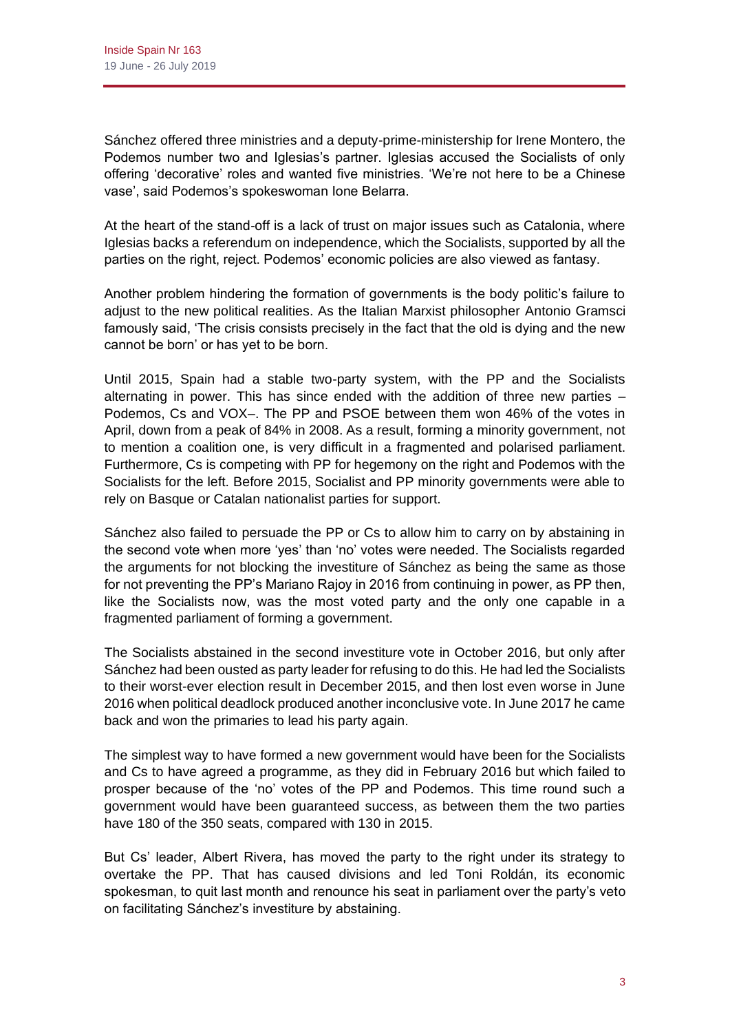Sánchez offered three ministries and a deputy-prime-ministership for Irene Montero, the Podemos number two and Iglesias's partner. Iglesias accused the Socialists of only offering 'decorative' roles and wanted five ministries. 'We're not here to be a Chinese vase', said Podemos's spokeswoman Ione Belarra.

At the heart of the stand-off is a lack of trust on major issues such as Catalonia, where Iglesias backs a referendum on independence, which the Socialists, supported by all the parties on the right, reject. Podemos' economic policies are also viewed as fantasy.

Another problem hindering the formation of governments is the body politic's failure to adjust to the new political realities. As the Italian Marxist philosopher Antonio Gramsci famously said, 'The crisis consists precisely in the fact that the old is dying and the new cannot be born' or has yet to be born.

Until 2015, Spain had a stable two-party system, with the PP and the Socialists alternating in power. This has since ended with the addition of three new parties – Podemos, Cs and VOX–. The PP and PSOE between them won 46% of the votes in April, down from a peak of 84% in 2008. As a result, forming a minority government, not to mention a coalition one, is very difficult in a fragmented and polarised parliament. Furthermore, Cs is competing with PP for hegemony on the right and Podemos with the Socialists for the left. Before 2015, Socialist and PP minority governments were able to rely on Basque or Catalan nationalist parties for support.

Sánchez also failed to persuade the PP or Cs to allow him to carry on by abstaining in the second vote when more 'yes' than 'no' votes were needed. The Socialists regarded the arguments for not blocking the investiture of Sánchez as being the same as those for not preventing the PP's Mariano Rajoy in 2016 from continuing in power, as PP then, like the Socialists now, was the most voted party and the only one capable in a fragmented parliament of forming a government.

The Socialists abstained in the second investiture vote in October 2016, but only after Sánchez had been ousted as party leader for refusing to do this. He had led the Socialists to their worst-ever election result in December 2015, and then lost even worse in June 2016 when political deadlock produced another inconclusive vote. In June 2017 he came back and won the primaries to lead his party again.

The simplest way to have formed a new government would have been for the Socialists and Cs to have agreed a programme, as they did in February 2016 but which failed to prosper because of the 'no' votes of the PP and Podemos. This time round such a government would have been guaranteed success, as between them the two parties have 180 of the 350 seats, compared with 130 in 2015.

But Cs' leader, Albert Rivera, has moved the party to the right under its strategy to overtake the PP. That has caused divisions and led Toni Roldán, its economic spokesman, to quit last month and renounce his seat in parliament over the party's veto on facilitating Sánchez's investiture by abstaining.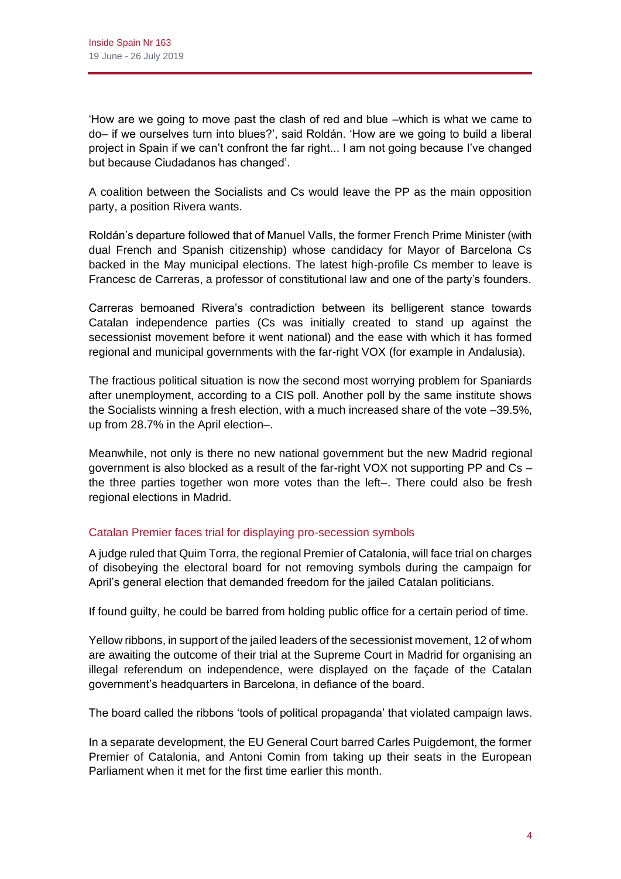'How are we going to move past the clash of red and blue –which is what we came to do– if we ourselves turn into blues?', said Roldán. 'How are we going to build a liberal project in Spain if we can't confront the far right... I am not going because I've changed but because Ciudadanos has changed'.

A coalition between the Socialists and Cs would leave the PP as the main opposition party, a position Rivera wants.

Roldán's departure followed that of Manuel Valls, the former French Prime Minister (with dual French and Spanish citizenship) whose candidacy for Mayor of Barcelona Cs backed in the May municipal elections. The latest high-profile Cs member to leave is Francesc de Carreras, a professor of constitutional law and one of the party's founders.

Carreras bemoaned Rivera's contradiction between its belligerent stance towards Catalan independence parties (Cs was initially created to stand up against the secessionist movement before it went national) and the ease with which it has formed regional and municipal governments with the far-right VOX (for example in Andalusia).

The fractious political situation is now the second most worrying problem for Spaniards after unemployment, according to a CIS poll. Another poll by the same institute shows the Socialists winning a fresh election, with a much increased share of the vote –39.5%, up from 28.7% in the April election–.

Meanwhile, not only is there no new national government but the new Madrid regional government is also blocked as a result of the far-right VOX not supporting PP and Cs –the three parties together won more votes than the left–. There could also be fresh regional elections in Madrid.

### Catalan Premier faces trial for displaying pro-secession symbols

A judge ruled that Quim Torra, the regional Premier of Catalonia, will face trial on charges of disobeying the electoral board for not removing symbols during the campaign for April's general election that demanded freedom for the jailed Catalan politicians.

If found guilty, he could be barred from holding public office for a certain period of time.

Yellow ribbons, in support of the jailed leaders of the secessionist movement, 12 of whom are awaiting the outcome of their trial at the Supreme Court in Madrid for organising an illegal referendum on independence, were displayed on the façade of the Catalan government's headquarters in Barcelona, in defiance of the board.

The board called the ribbons 'tools of political propaganda' that violated campaign laws.

In a separate development, the EU General Court barred Carles Puigdemont, the former Premier of Catalonia, and Antoni Comin from taking up their seats in the European Parliament when it met for the first time earlier this month.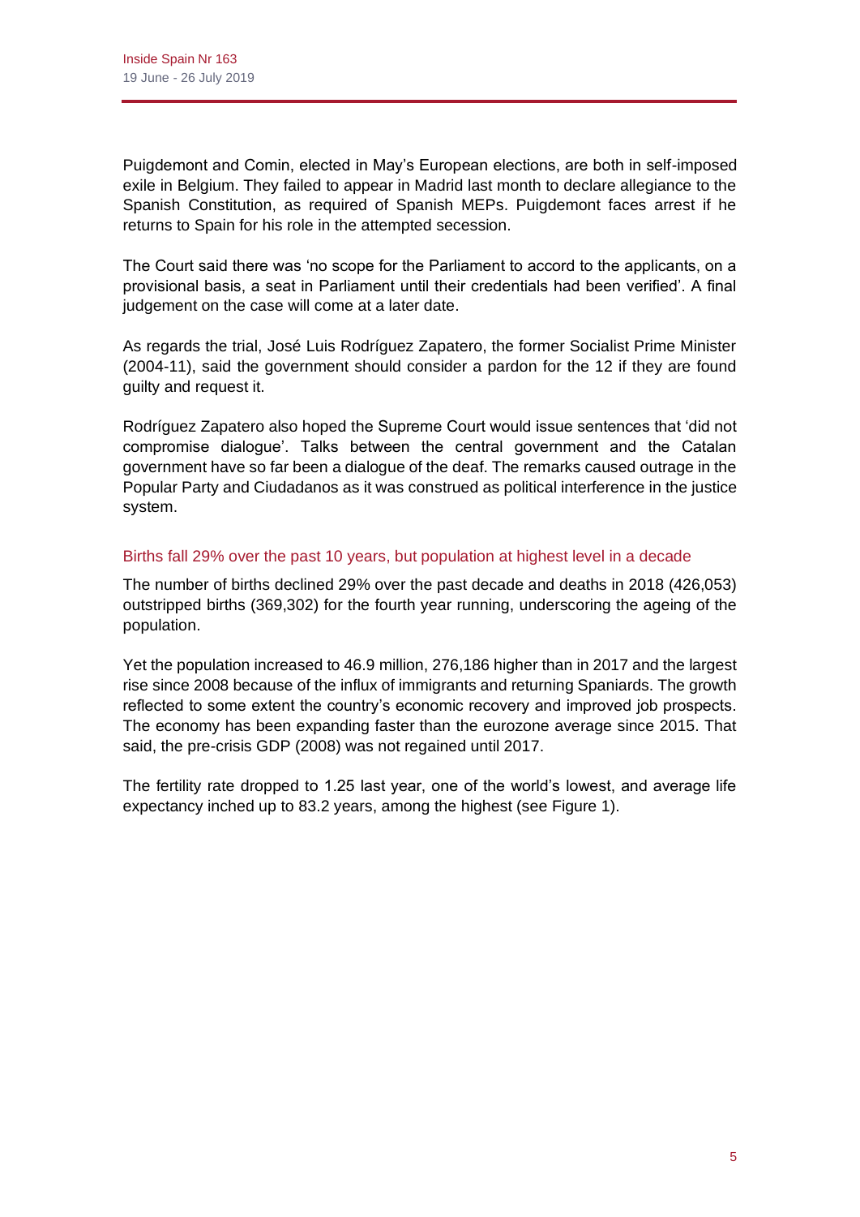Puigdemont and Comin, elected in May's European elections, are both in self-imposed exile in Belgium. They failed to appear in Madrid last month to declare allegiance to the Spanish Constitution, as required of Spanish MEPs. Puigdemont faces arrest if he returns to Spain for his role in the attempted secession.

The Court said there was 'no scope for the Parliament to accord to the applicants, on a provisional basis, a seat in Parliament until their credentials had been verified'. A final judgement on the case will come at a later date.

As regards the trial, José Luis Rodríguez Zapatero, the former Socialist Prime Minister (2004-11), said the government should consider a pardon for the 12 if they are found guilty and request it.

Rodríguez Zapatero also hoped the Supreme Court would issue sentences that 'did not compromise dialogue'. Talks between the central government and the Catalan government have so far been a dialogue of the deaf. The remarks caused outrage in the Popular Party and Ciudadanos as it was construed as political interference in the justice system.

## Births fall 29% over the past 10 years, but population at highest level in a decade

The number of births declined 29% over the past decade and deaths in 2018 (426,053) outstripped births (369,302) for the fourth year running, underscoring the ageing of the population.

Yet the population increased to 46.9 million, 276,186 higher than in 2017 and the largest rise since 2008 because of the influx of immigrants and returning Spaniards. The growth reflected to some extent the country's economic recovery and improved job prospects. The economy has been expanding faster than the eurozone average since 2015. That said, the pre-crisis GDP (2008) was not regained until 2017.

The fertility rate dropped to 1.25 last year, one of the world's lowest, and average life expectancy inched up to 83.2 years, among the highest (see Figure 1).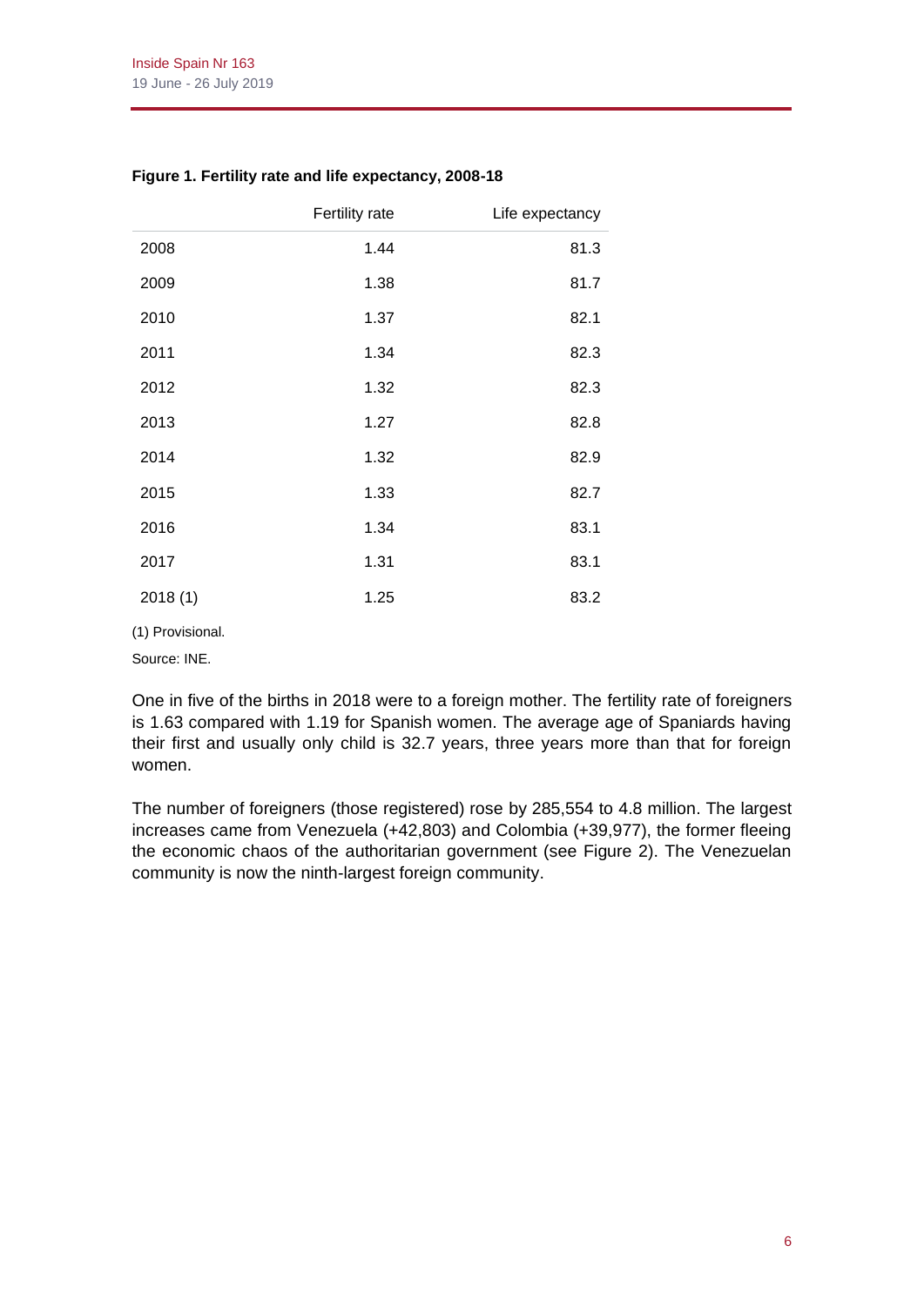**Figure 1. Fertility rate and life expectancy, 2008-18**

| | Fertility rate | Life expectancy |
|---|---|---|
| 2008 | 1.44 | 81.3 |
| 2009 | 1.38 | 81.7 |
| 2010 | 1.37 | 82.1 |
| 2011 | 1.34 | 82.3 |
| 2012 | 1.32 | 82.3 |
| 2013 | 1.27 | 82.8 |
| 2014 | 1.32 | 82.9 |
| 2015 | 1.33 | 82.7 |
| 2016 | 1.34 | 83.1 |
| 2017 | 1.31 | 83.1 |
| 2018 (1) | 1.25 | 83.2 |

(1) Provisional.

Source: INE.

One in five of the births in 2018 were to a foreign mother. The fertility rate of foreigners is 1.63 compared with 1.19 for Spanish women. The average age of Spaniards having their first and usually only child is 32.7 years, three years more than that for foreign women.

The number of foreigners (those registered) rose by 285,554 to 4.8 million. The largest increases came from Venezuela (+42,803) and Colombia (+39,977), the former fleeing the economic chaos of the authoritarian government (see Figure 2). The Venezuelan community is now the ninth-largest foreign community.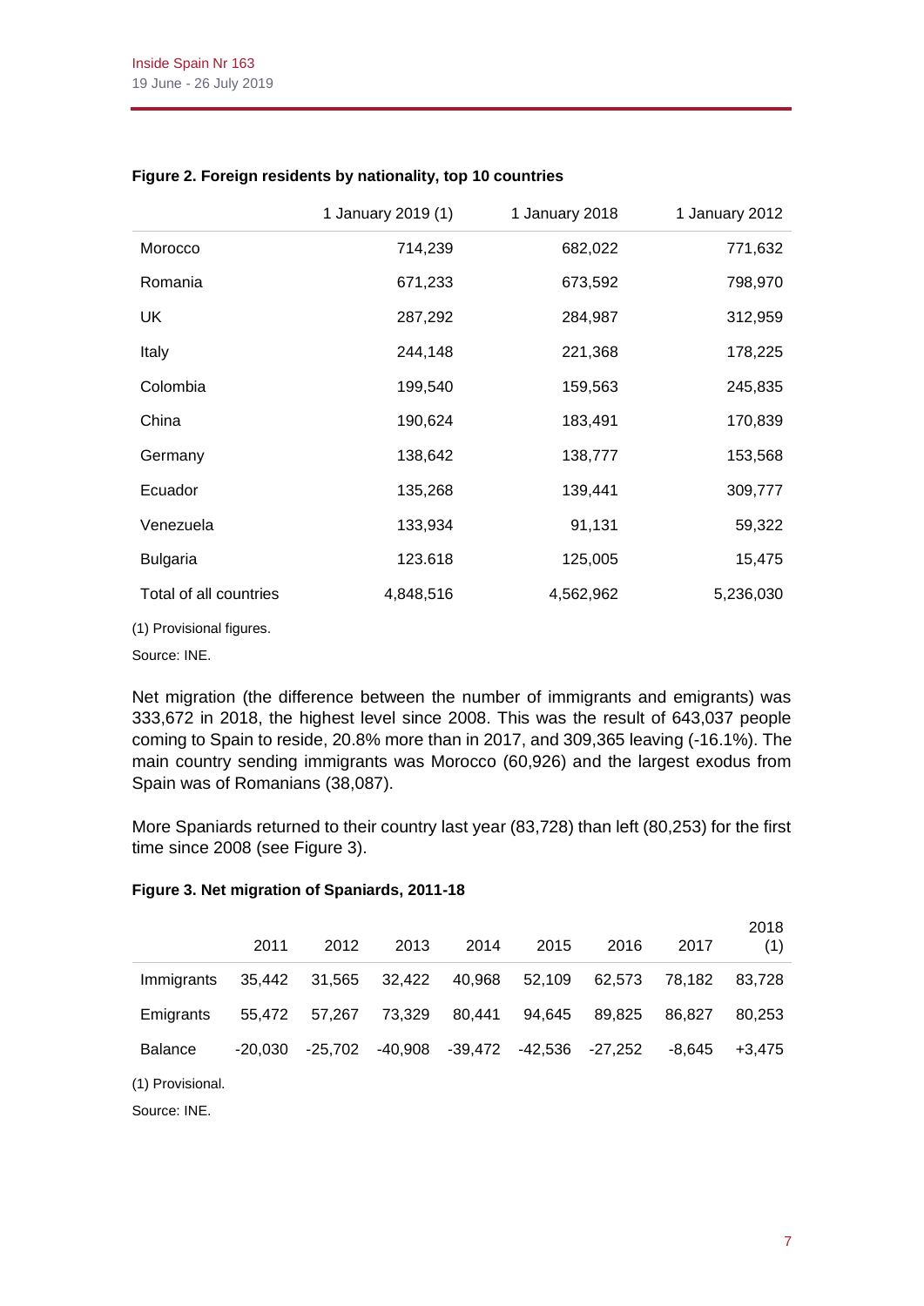**Figure 2. Foreign residents by nationality, top 10 countries**

| | 1 January 2019 (1) | 1 January 2018 | 1 January 2012 |
|---|---|---|---|
| Morocco | 714,239 | 682,022 | 771,632 |
| Romania | 671,233 | 673,592 | 798,970 |
| UK | 287,292 | 284,987 | 312,959 |
| Italy | 244,148 | 221,368 | 178,225 |
| Colombia | 199,540 | 159,563 | 245,835 |
| China | 190,624 | 183,491 | 170,839 |
| Germany | 138,642 | 138,777 | 153,568 |
| Ecuador | 135,268 | 139,441 | 309,777 |
| Venezuela | 133,934 | 91,131 | 59,322 |
| Bulgaria | 123.618 | 125,005 | 15,475 |
| Total of all countries | 4,848,516 | 4,562,962 | 5,236,030 |

(1) Provisional figures.

Source: INE.

Net migration (the difference between the number of immigrants and emigrants) was 333,672 in 2018, the highest level since 2008. This was the result of 643,037 people coming to Spain to reside, 20.8% more than in 2017, and 309,365 leaving (-16.1%). The main country sending immigrants was Morocco (60,926) and the largest exodus from Spain was of Romanians (38,087).

More Spaniards returned to their country last year (83,728) than left (80,253) for the first time since 2008 (see Figure 3).

**Figure 3. Net migration of Spaniards, 2011-18**

| | 2011 | 2012 | 2013 | 2014 | 2015 | 2016 | 2017 | 2018 (1) |
|---|---|---|---|---|---|---|---|---|
| Immigrants | 35,442 | 31,565 | 32,422 | 40,968 | 52,109 | 62,573 | 78,182 | 83,728 |
| Emigrants | 55,472 | 57,267 | 73,329 | 80,441 | 94,645 | 89,825 | 86,827 | 80,253 |
| Balance | -20,030 | -25,702 | -40,908 | -39,472 | -42,536 | -27,252 | -8,645 | +3,475 |

(1) Provisional.

Source: INE.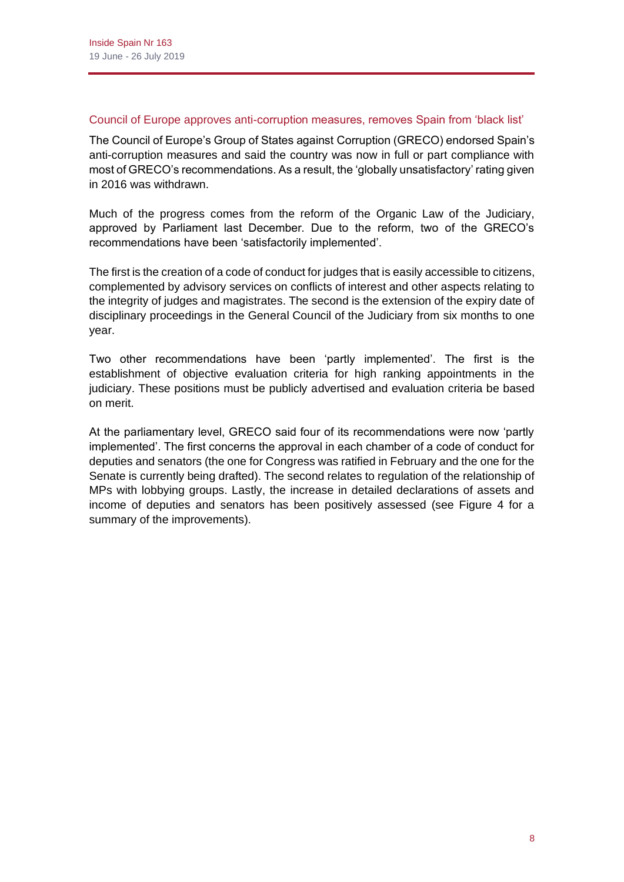## Council of Europe approves anti-corruption measures, removes Spain from 'black list'

The Council of Europe's Group of States against Corruption (GRECO) endorsed Spain's anti-corruption measures and said the country was now in full or part compliance with most of GRECO's recommendations. As a result, the 'globally unsatisfactory' rating given in 2016 was withdrawn.

Much of the progress comes from the reform of the Organic Law of the Judiciary, approved by Parliament last December. Due to the reform, two of the GRECO's recommendations have been 'satisfactorily implemented'.

The first is the creation of a code of conduct for judges that is easily accessible to citizens, complemented by advisory services on conflicts of interest and other aspects relating to the integrity of judges and magistrates. The second is the extension of the expiry date of disciplinary proceedings in the General Council of the Judiciary from six months to one year.

Two other recommendations have been 'partly implemented'. The first is the establishment of objective evaluation criteria for high ranking appointments in the judiciary. These positions must be publicly advertised and evaluation criteria be based on merit.

At the parliamentary level, GRECO said four of its recommendations were now 'partly implemented'. The first concerns the approval in each chamber of a code of conduct for deputies and senators (the one for Congress was ratified in February and the one for the Senate is currently being drafted). The second relates to regulation of the relationship of MPs with lobbying groups. Lastly, the increase in detailed declarations of assets and income of deputies and senators has been positively assessed (see Figure 4 for a summary of the improvements).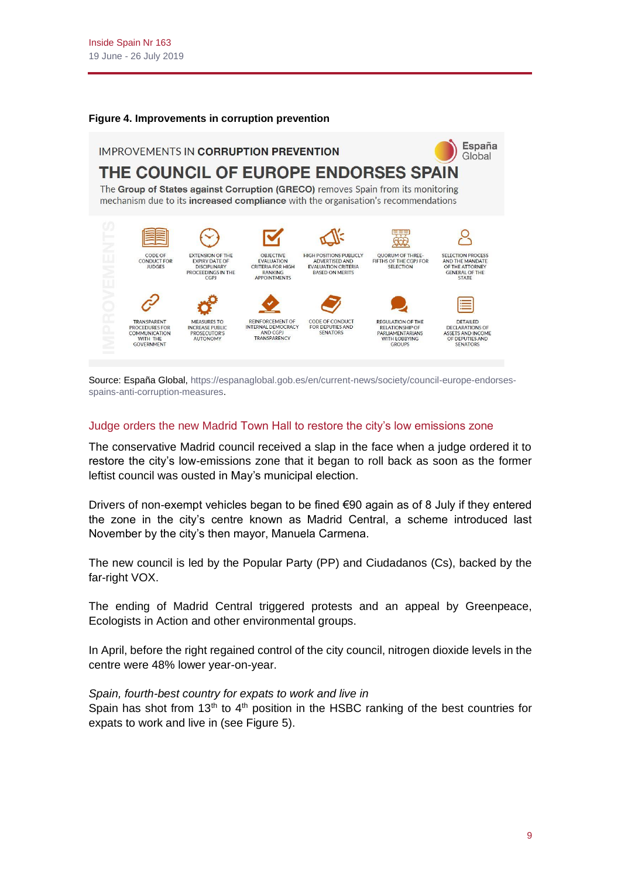**Figure 4. Improvements in corruption prevention**

IMPROVEMENTS IN **CORRUPTION PREVENTION**

España Global

**THE COUNCIL OF EUROPE ENDORSES SPAIN**

The **Group of States against Corruption (GRECO)** removes Spain from its monitoring mechanism due to its **increased compliance** with the organisation's recommendations

IMPROVEMENTS

- CODE OF CONDUCT FOR JUDGES
- EXTENSION OF THE EXPIRY DATE OF DISCIPLINARY PROCEEDINGS IN THE CGPJ
- OBJECTIVE EVALUATION CRITERIA FOR HIGH RANKING APPOINTMENTS
- HIGH POSITIONS PUBLICLY ADVERTISED AND EVALUATION CRITERIA BASED ON MERITS
- QUORUM OF THREE-FIFTHS OF THE CGPJ FOR SELECTION
- SELECTION PROCESS AND THE MANDATE OF THE ATTORNEY GENERAL OF THE STATE
- TRANSPARENT PROCEDURES FOR COMMUNICATION WITH THE GOVERNMENT
- MEASURES TO INCREASE PUBLIC PROSECUTOR'S AUTONOMY
- REINFORCEMENT OF INTERNAL DEMOCRACY AND CGPJ TRANSPARENCY
- CODE OF CONDUCT FOR DEPUTIES AND SENATORS
- REGULATION OF THE RELATIONSHIP OF PARLIAMENTARIANS WITH LOBBYING GROUPS
- DETAILED DECLARATIONS OF ASSETS AND INCOME OF DEPUTIES AND SENATORS

Source: España Global, https://espanaglobal.gob.es/en/current-news/society/council-europe-endorses-spains-anti-corruption-measures.

## Judge orders the new Madrid Town Hall to restore the city's low emissions zone

The conservative Madrid council received a slap in the face when a judge ordered it to restore the city's low-emissions zone that it began to roll back as soon as the former leftist council was ousted in May's municipal election.

Drivers of non-exempt vehicles began to be fined €90 again as of 8 July if they entered the zone in the city's centre known as Madrid Central, a scheme introduced last November by the city's then mayor, Manuela Carmena.

The new council is led by the Popular Party (PP) and Ciudadanos (Cs), backed by the far-right VOX.

The ending of Madrid Central triggered protests and an appeal by Greenpeace, Ecologists in Action and other environmental groups.

In April, before the right regained control of the city council, nitrogen dioxide levels in the centre were 48% lower year-on-year.

*Spain, fourth-best country for expats to work and live in*

Spain has shot from 13th to 4th position in the HSBC ranking of the best countries for expats to work and live in (see Figure 5).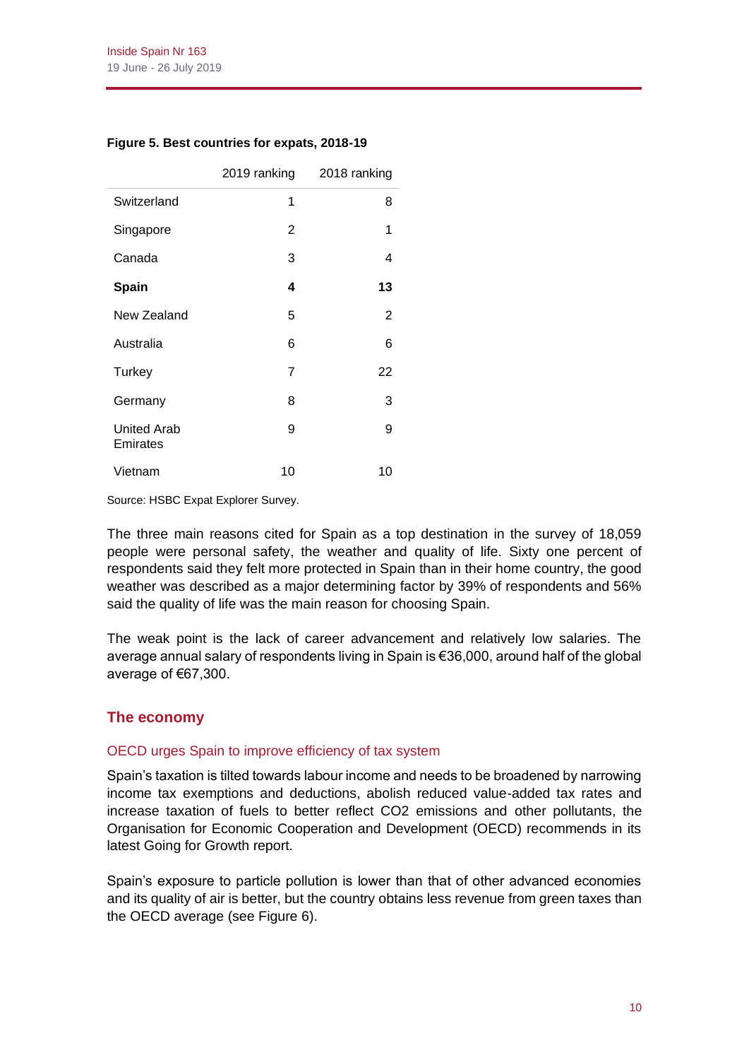**Figure 5. Best countries for expats, 2018-19**

| | 2019 ranking | 2018 ranking |
|---|---|---|
| Switzerland | 1 | 8 |
| Singapore | 2 | 1 |
| Canada | 3 | 4 |
| **Spain** | **4** | **13** |
| New Zealand | 5 | 2 |
| Australia | 6 | 6 |
| Turkey | 7 | 22 |
| Germany | 8 | 3 |
| United Arab Emirates | 9 | 9 |
| Vietnam | 10 | 10 |

Source: HSBC Expat Explorer Survey.

The three main reasons cited for Spain as a top destination in the survey of 18,059 people were personal safety, the weather and quality of life. Sixty one percent of respondents said they felt more protected in Spain than in their home country, the good weather was described as a major determining factor by 39% of respondents and 56% said the quality of life was the main reason for choosing Spain.

The weak point is the lack of career advancement and relatively low salaries. The average annual salary of respondents living in Spain is €36,000, around half of the global average of €67,300.

## The economy

### OECD urges Spain to improve efficiency of tax system

Spain's taxation is tilted towards labour income and needs to be broadened by narrowing income tax exemptions and deductions, abolish reduced value-added tax rates and increase taxation of fuels to better reflect CO2 emissions and other pollutants, the Organisation for Economic Cooperation and Development (OECD) recommends in its latest Going for Growth report.

Spain's exposure to particle pollution is lower than that of other advanced economies and its quality of air is better, but the country obtains less revenue from green taxes than the OECD average (see Figure 6).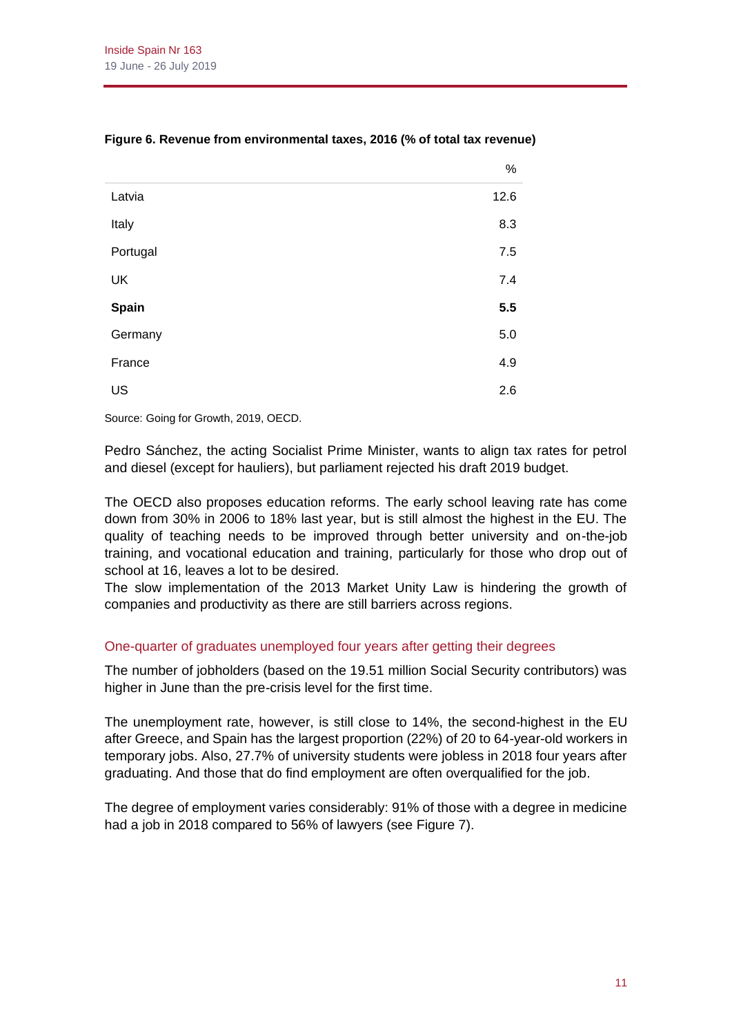**Figure 6. Revenue from environmental taxes, 2016 (% of total tax revenue)**

| | % |
|---|---|
| Latvia | 12.6 |
| Italy | 8.3 |
| Portugal | 7.5 |
| UK | 7.4 |
| **Spain** | **5.5** |
| Germany | 5.0 |
| France | 4.9 |
| US | 2.6 |

Source: Going for Growth, 2019, OECD.

Pedro Sánchez, the acting Socialist Prime Minister, wants to align tax rates for petrol and diesel (except for hauliers), but parliament rejected his draft 2019 budget.

The OECD also proposes education reforms. The early school leaving rate has come down from 30% in 2006 to 18% last year, but is still almost the highest in the EU. The quality of teaching needs to be improved through better university and on-the-job training, and vocational education and training, particularly for those who drop out of school at 16, leaves a lot to be desired.

The slow implementation of the 2013 Market Unity Law is hindering the growth of companies and productivity as there are still barriers across regions.

## One-quarter of graduates unemployed four years after getting their degrees

The number of jobholders (based on the 19.51 million Social Security contributors) was higher in June than the pre-crisis level for the first time.

The unemployment rate, however, is still close to 14%, the second-highest in the EU after Greece, and Spain has the largest proportion (22%) of 20 to 64-year-old workers in temporary jobs. Also, 27.7% of university students were jobless in 2018 four years after graduating. And those that do find employment are often overqualified for the job.

The degree of employment varies considerably: 91% of those with a degree in medicine had a job in 2018 compared to 56% of lawyers (see Figure 7).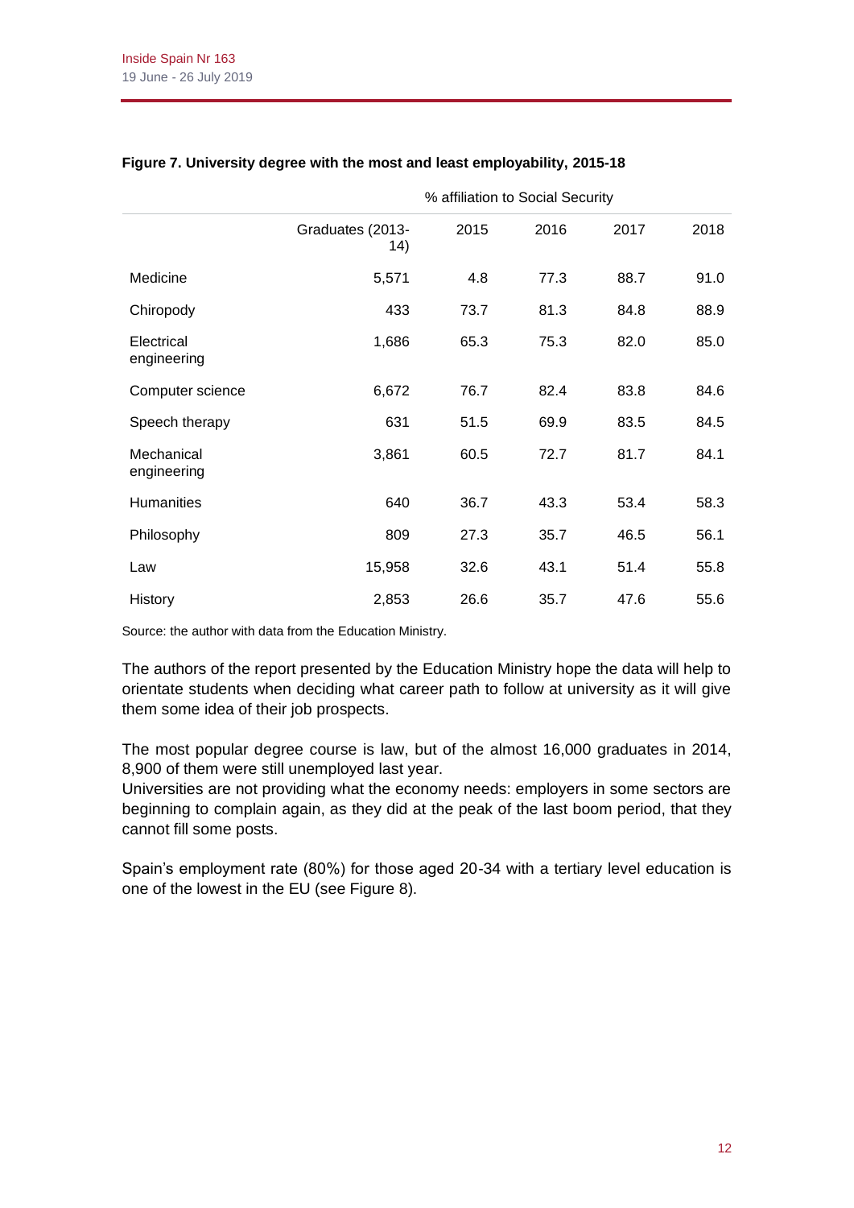**Figure 7. University degree with the most and least employability, 2015-18**

| | | % affiliation to Social Security | | | |
|---|---|---|---|---|---|
| | Graduates (2013-14) | 2015 | 2016 | 2017 | 2018 |
| Medicine | 5,571 | 4.8 | 77.3 | 88.7 | 91.0 |
| Chiropody | 433 | 73.7 | 81.3 | 84.8 | 88.9 |
| Electrical engineering | 1,686 | 65.3 | 75.3 | 82.0 | 85.0 |
| Computer science | 6,672 | 76.7 | 82.4 | 83.8 | 84.6 |
| Speech therapy | 631 | 51.5 | 69.9 | 83.5 | 84.5 |
| Mechanical engineering | 3,861 | 60.5 | 72.7 | 81.7 | 84.1 |
| Humanities | 640 | 36.7 | 43.3 | 53.4 | 58.3 |
| Philosophy | 809 | 27.3 | 35.7 | 46.5 | 56.1 |
| Law | 15,958 | 32.6 | 43.1 | 51.4 | 55.8 |
| History | 2,853 | 26.6 | 35.7 | 47.6 | 55.6 |

Source: the author with data from the Education Ministry.

The authors of the report presented by the Education Ministry hope the data will help to orientate students when deciding what career path to follow at university as it will give them some idea of their job prospects.

The most popular degree course is law, but of the almost 16,000 graduates in 2014, 8,900 of them were still unemployed last year.
Universities are not providing what the economy needs: employers in some sectors are beginning to complain again, as they did at the peak of the last boom period, that they cannot fill some posts.

Spain's employment rate (80%) for those aged 20-34 with a tertiary level education is one of the lowest in the EU (see Figure 8).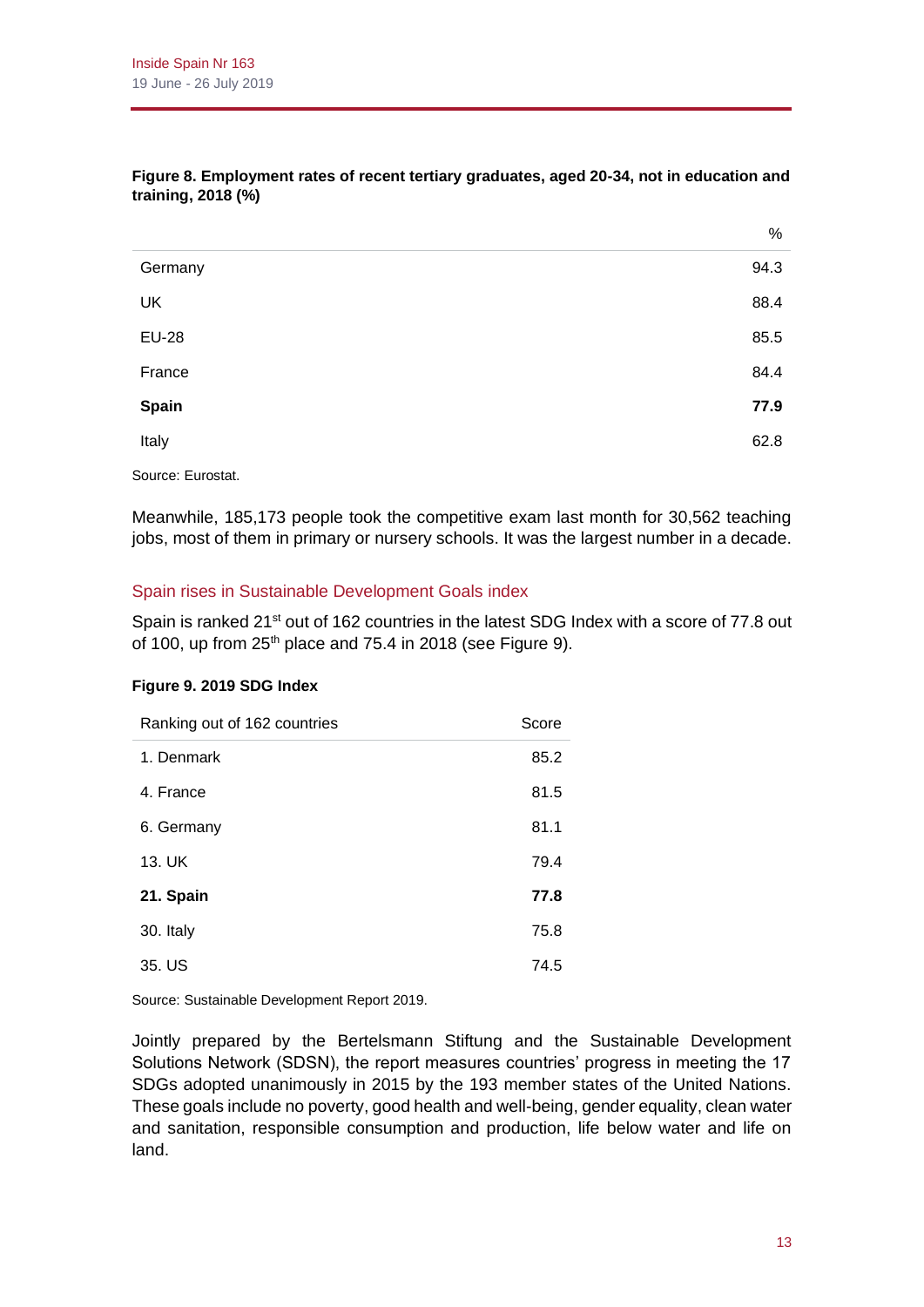**Figure 8. Employment rates of recent tertiary graduates, aged 20-34, not in education and training, 2018 (%)**

| | % |
|---|---|
| Germany | 94.3 |
| UK | 88.4 |
| EU-28 | 85.5 |
| France | 84.4 |
| **Spain** | **77.9** |
| Italy | 62.8 |

Source: Eurostat.

Meanwhile, 185,173 people took the competitive exam last month for 30,562 teaching jobs, most of them in primary or nursery schools. It was the largest number in a decade.

## Spain rises in Sustainable Development Goals index

Spain is ranked 21st out of 162 countries in the latest SDG Index with a score of 77.8 out of 100, up from 25th place and 75.4 in 2018 (see Figure 9).

**Figure 9. 2019 SDG Index**

| Ranking out of 162 countries | Score |
|---|---|
| 1. Denmark | 85.2 |
| 4. France | 81.5 |
| 6. Germany | 81.1 |
| 13. UK | 79.4 |
| **21. Spain** | **77.8** |
| 30. Italy | 75.8 |
| 35. US | 74.5 |

Source: Sustainable Development Report 2019.

Jointly prepared by the Bertelsmann Stiftung and the Sustainable Development Solutions Network (SDSN), the report measures countries' progress in meeting the 17 SDGs adopted unanimously in 2015 by the 193 member states of the United Nations. These goals include no poverty, good health and well-being, gender equality, clean water and sanitation, responsible consumption and production, life below water and life on land.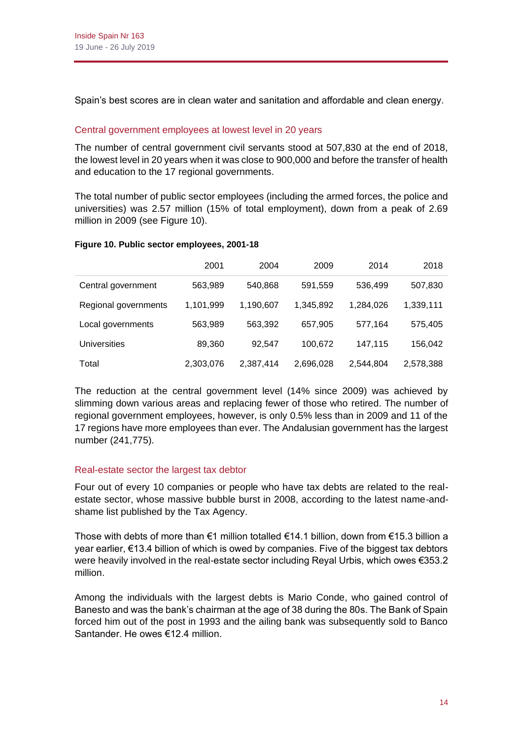Spain's best scores are in clean water and sanitation and affordable and clean energy.

## Central government employees at lowest level in 20 years

The number of central government civil servants stood at 507,830 at the end of 2018, the lowest level in 20 years when it was close to 900,000 and before the transfer of health and education to the 17 regional governments.

The total number of public sector employees (including the armed forces, the police and universities) was 2.57 million (15% of total employment), down from a peak of 2.69 million in 2009 (see Figure 10).

**Figure 10. Public sector employees, 2001-18**

| | 2001 | 2004 | 2009 | 2014 | 2018 |
|---|---|---|---|---|---|
| Central government | 563,989 | 540,868 | 591,559 | 536,499 | 507,830 |
| Regional governments | 1,101,999 | 1,190,607 | 1,345,892 | 1,284,026 | 1,339,111 |
| Local governments | 563,989 | 563,392 | 657,905 | 577,164 | 575,405 |
| Universities | 89,360 | 92,547 | 100,672 | 147,115 | 156,042 |
| Total | 2,303,076 | 2,387,414 | 2,696,028 | 2,544,804 | 2,578,388 |

The reduction at the central government level (14% since 2009) was achieved by slimming down various areas and replacing fewer of those who retired. The number of regional government employees, however, is only 0.5% less than in 2009 and 11 of the 17 regions have more employees than ever. The Andalusian government has the largest number (241,775).

## Real-estate sector the largest tax debtor

Four out of every 10 companies or people who have tax debts are related to the real-estate sector, whose massive bubble burst in 2008, according to the latest name-and-shame list published by the Tax Agency.

Those with debts of more than €1 million totalled €14.1 billion, down from €15.3 billion a year earlier, €13.4 billion of which is owed by companies. Five of the biggest tax debtors were heavily involved in the real-estate sector including Reyal Urbis, which owes €353.2 million.

Among the individuals with the largest debts is Mario Conde, who gained control of Banesto and was the bank's chairman at the age of 38 during the 80s. The Bank of Spain forced him out of the post in 1993 and the ailing bank was subsequently sold to Banco Santander. He owes €12.4 million.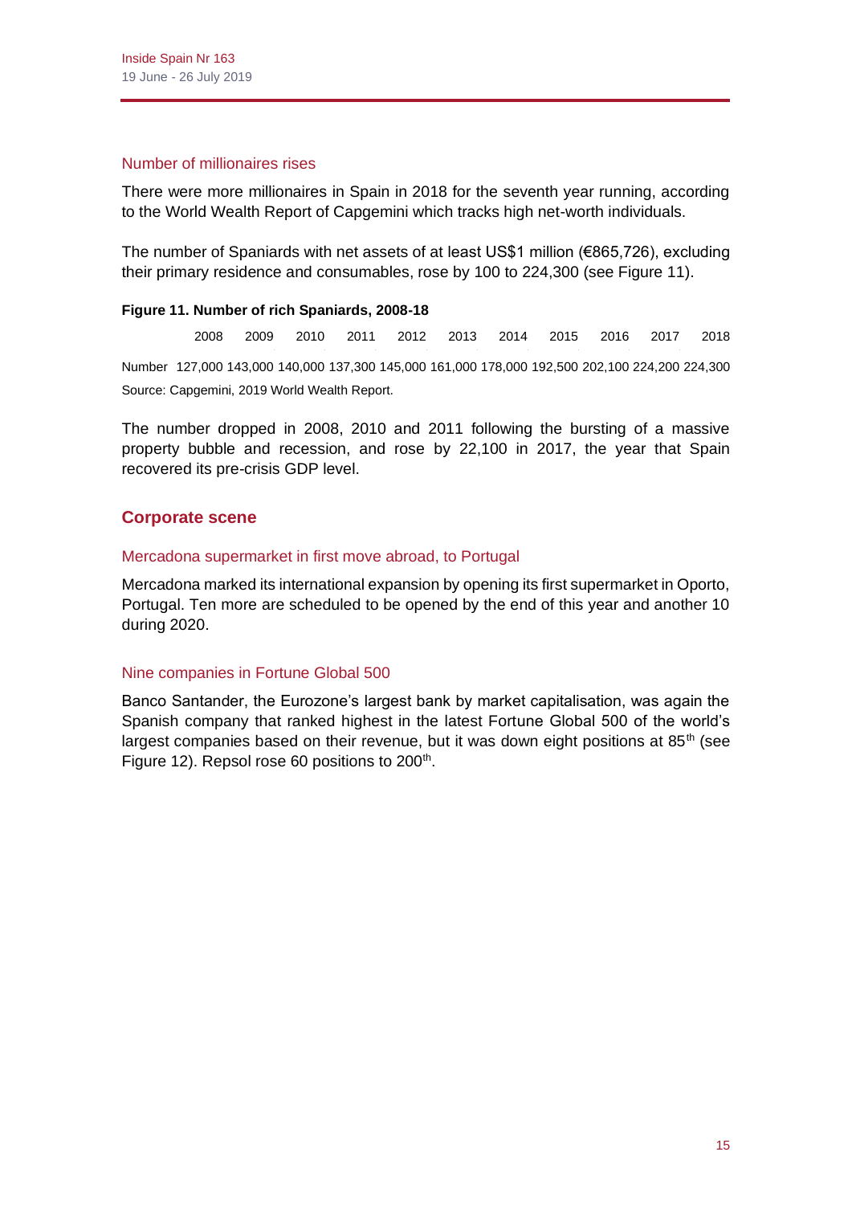### Number of millionaires rises

There were more millionaires in Spain in 2018 for the seventh year running, according to the World Wealth Report of Capgemini which tracks high net-worth individuals.

The number of Spaniards with net assets of at least US$1 million (€865,726), excluding their primary residence and consumables, rose by 100 to 224,300 (see Figure 11).

**Figure 11. Number of rich Spaniards, 2008-18**

| | 2008 | 2009 | 2010 | 2011 | 2012 | 2013 | 2014 | 2015 | 2016 | 2017 | 2018 |
|---|---|---|---|---|---|---|---|---|---|---|---|
| Number | 127,000 | 143,000 | 140,000 | 137,300 | 145,000 | 161,000 | 178,000 | 192,500 | 202,100 | 224,200 | 224,300 |

Source: Capgemini, 2019 World Wealth Report.

The number dropped in 2008, 2010 and 2011 following the bursting of a massive property bubble and recession, and rose by 22,100 in 2017, the year that Spain recovered its pre-crisis GDP level.

## Corporate scene

### Mercadona supermarket in first move abroad, to Portugal

Mercadona marked its international expansion by opening its first supermarket in Oporto, Portugal. Ten more are scheduled to be opened by the end of this year and another 10 during 2020.

### Nine companies in Fortune Global 500

Banco Santander, the Eurozone's largest bank by market capitalisation, was again the Spanish company that ranked highest in the latest Fortune Global 500 of the world's largest companies based on their revenue, but it was down eight positions at 85th (see Figure 12). Repsol rose 60 positions to 200th.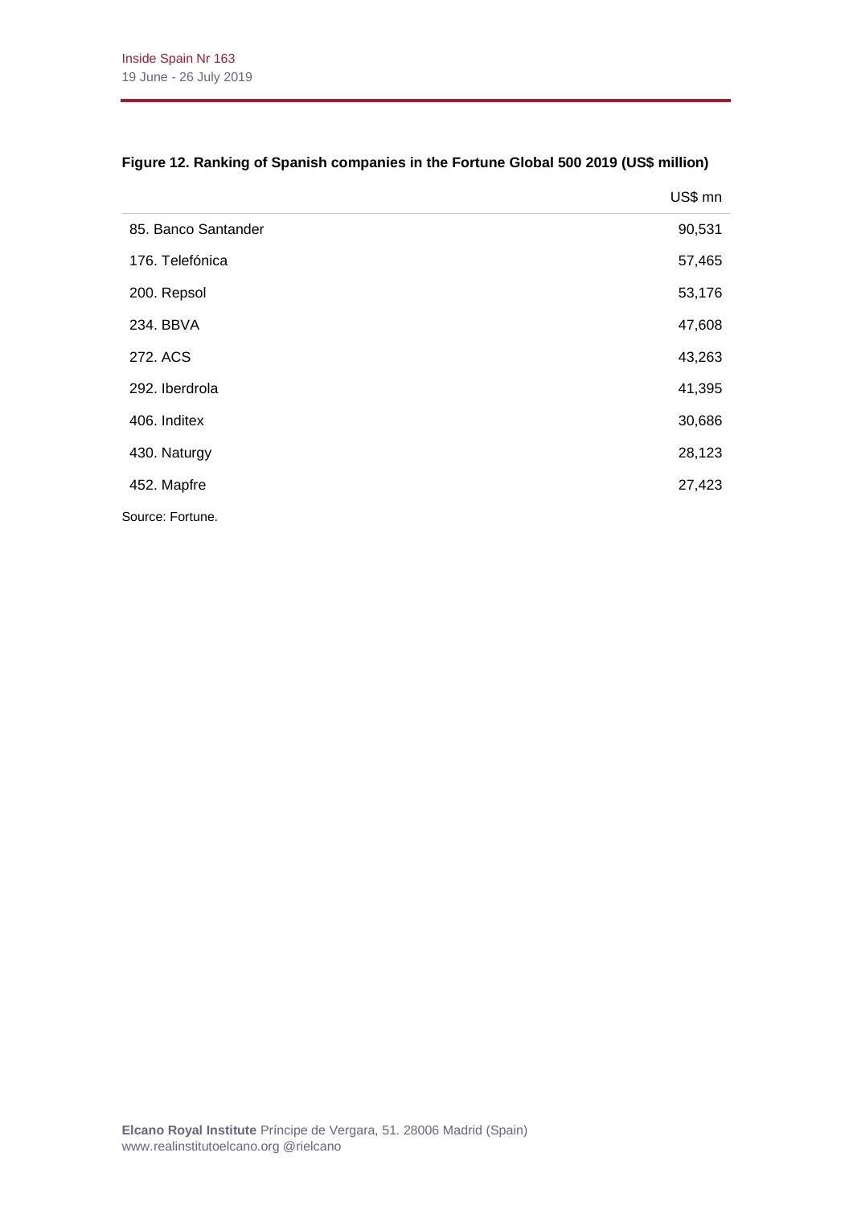**Figure 12. Ranking of Spanish companies in the Fortune Global 500 2019 (US$ million)**

| | US$ mn |
|---|---|
| 85. Banco Santander | 90,531 |
| 176. Telefónica | 57,465 |
| 200. Repsol | 53,176 |
| 234. BBVA | 47,608 |
| 272. ACS | 43,263 |
| 292. Iberdrola | 41,395 |
| 406. Inditex | 30,686 |
| 430. Naturgy | 28,123 |
| 452. Mapfre | 27,423 |

Source: Fortune.